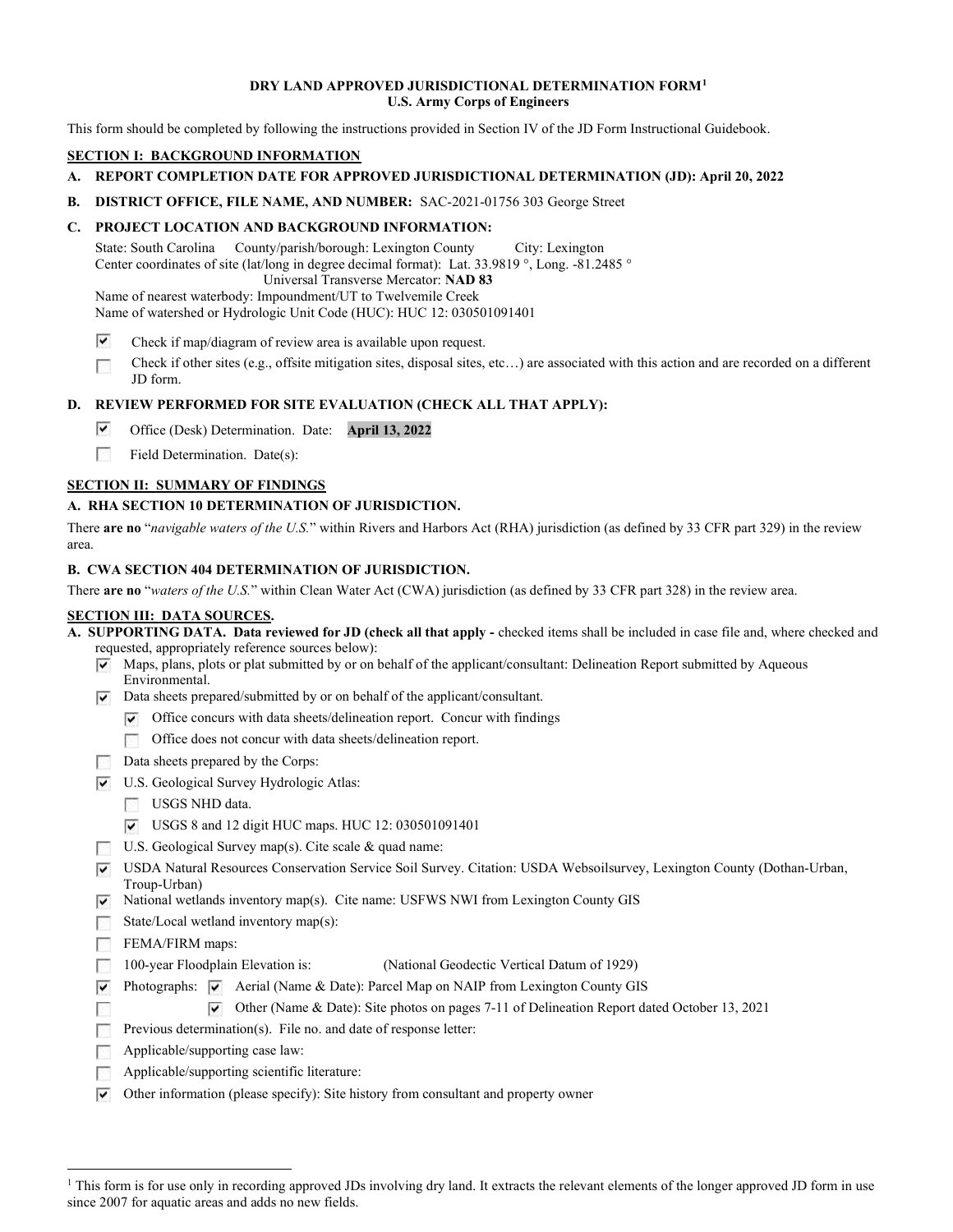**DRY LAND APPROVED JURISDICTIONAL DETERMINATION FORM**[1]
**U.S. Army Corps of Engineers**

This form should be completed by following the instructions provided in Section IV of the JD Form Instructional Guidebook.

## SECTION I: BACKGROUND INFORMATION

**A. REPORT COMPLETION DATE FOR APPROVED JURISDICTIONAL DETERMINATION (JD): April 20, 2022**

**B. DISTRICT OFFICE, FILE NAME, AND NUMBER:** SAC-2021-01756 303 George Street

**C. PROJECT LOCATION AND BACKGROUND INFORMATION:**

State: South Carolina County/parish/borough: Lexington County City: Lexington
Center coordinates of site (lat/long in degree decimal format): Lat. 33.9819 °, Long. -81.2485 °
Universal Transverse Mercator: **NAD 83**
Name of nearest waterbody: Impoundment/UT to Twelvemile Creek
Name of watershed or Hydrologic Unit Code (HUC): HUC 12: 030501091401

- [x] Check if map/diagram of review area is available upon request.
- [ ] Check if other sites (e.g., offsite mitigation sites, disposal sites, etc…) are associated with this action and are recorded on a different JD form.

**D. REVIEW PERFORMED FOR SITE EVALUATION (CHECK ALL THAT APPLY):**

- [x] Office (Desk) Determination. Date: **April 13, 2022**
- [ ] Field Determination. Date(s):

## SECTION II: SUMMARY OF FINDINGS

**A. RHA SECTION 10 DETERMINATION OF JURISDICTION.**

There **are no** "*navigable waters of the U.S.*" within Rivers and Harbors Act (RHA) jurisdiction (as defined by 33 CFR part 329) in the review area.

**B. CWA SECTION 404 DETERMINATION OF JURISDICTION.**

There **are no** "*waters of the U.S.*" within Clean Water Act (CWA) jurisdiction (as defined by 33 CFR part 328) in the review area.

## SECTION III: DATA SOURCES.

**A. SUPPORTING DATA. Data reviewed for JD (check all that apply -** checked items shall be included in case file and, where checked and requested, appropriately reference sources below):

- [x] Maps, plans, plots or plat submitted by or on behalf of the applicant/consultant: Delineation Report submitted by Aqueous Environmental.
- [x] Data sheets prepared/submitted by or on behalf of the applicant/consultant.
  - [x] Office concurs with data sheets/delineation report. Concur with findings
  - [ ] Office does not concur with data sheets/delineation report.
- [ ] Data sheets prepared by the Corps:
- [x] U.S. Geological Survey Hydrologic Atlas:
  - [ ] USGS NHD data.
  - [x] USGS 8 and 12 digit HUC maps. HUC 12: 030501091401
- [ ] U.S. Geological Survey map(s). Cite scale & quad name:
- [x] USDA Natural Resources Conservation Service Soil Survey. Citation: USDA Websoilsurvey, Lexington County (Dothan-Urban, Troup-Urban)
- [x] National wetlands inventory map(s). Cite name: USFWS NWI from Lexington County GIS
- [ ] State/Local wetland inventory map(s):
- [ ] FEMA/FIRM maps:
- [ ] 100-year Floodplain Elevation is: (National Geodectic Vertical Datum of 1929)
- [x] Photographs: [x] Aerial (Name & Date): Parcel Map on NAIP from Lexington County GIS
- [ ] [x] Other (Name & Date): Site photos on pages 7-11 of Delineation Report dated October 13, 2021
- [ ] Previous determination(s). File no. and date of response letter:
- [ ] Applicable/supporting case law:
- [ ] Applicable/supporting scientific literature:
- [x] Other information (please specify): Site history from consultant and property owner

---

[1] This form is for use only in recording approved JDs involving dry land. It extracts the relevant elements of the longer approved JD form in use since 2007 for aquatic areas and adds no new fields.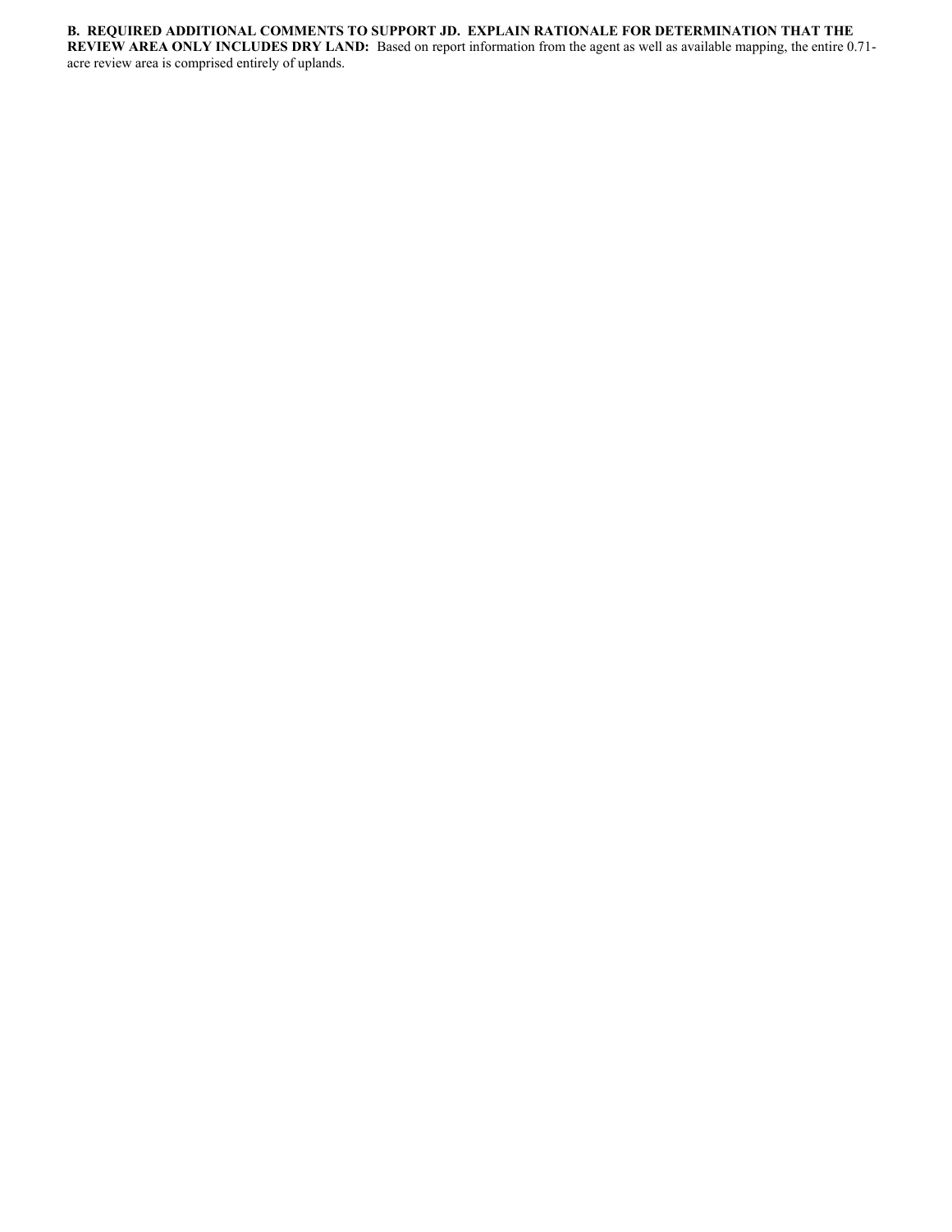**B. REQUIRED ADDITIONAL COMMENTS TO SUPPORT JD. EXPLAIN RATIONALE FOR DETERMINATION THAT THE REVIEW AREA ONLY INCLUDES DRY LAND:** Based on report information from the agent as well as available mapping, the entire 0.71-acre review area is comprised entirely of uplands.